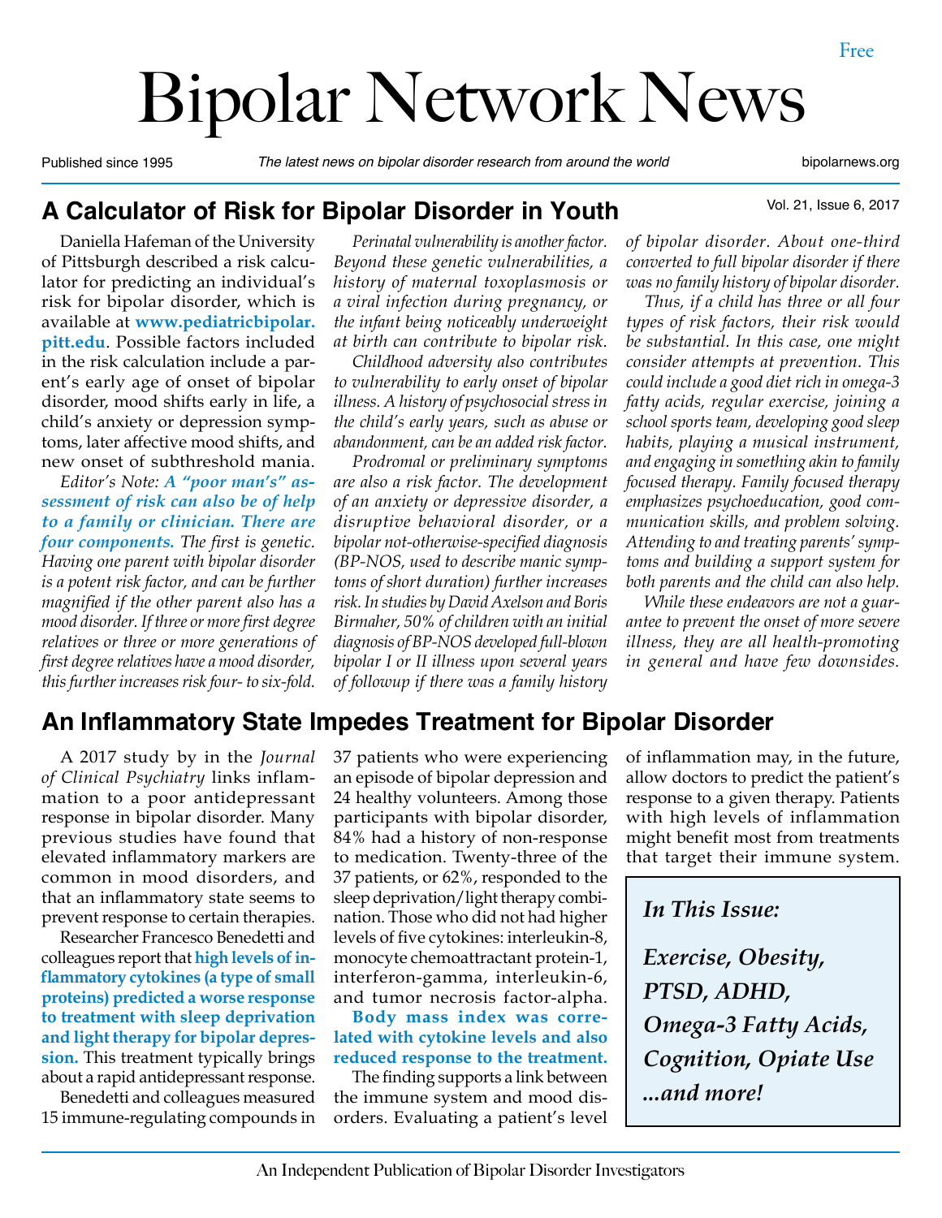Free

# Bipolar Network News

Published since 1995 — *The latest news on bipolar disorder research from around the world* — bipolarnews.org

## A Calculator of Risk for Bipolar Disorder in Youth

Daniella Hafeman of the University of Pittsburgh described a risk calculator for predicting an individual's risk for bipolar disorder, which is available at **www.pediatricbipolar.pitt.edu**. Possible factors included in the risk calculation include a parent's early age of onset of bipolar disorder, mood shifts early in life, a child's anxiety or depression symptoms, later affective mood shifts, and new onset of subthreshold mania.

*Editor's Note:* ***A "poor man's" assessment of risk can also be of help to a family or clinician. There are four components.*** *The first is genetic. Having one parent with bipolar disorder is a potent risk factor, and can be further magnified if the other parent also has a mood disorder. If three or more first degree relatives or three or more generations of first degree relatives have a mood disorder, this further increases risk four- to six-fold.*

*Perinatal vulnerability is another factor. Beyond these genetic vulnerabilities, a history of maternal toxoplasmosis or a viral infection during pregnancy, or the infant being noticeably underweight at birth can contribute to bipolar risk.*

*Childhood adversity also contributes to vulnerability to early onset of bipolar illness. A history of psychosocial stress in the child's early years, such as abuse or abandonment, can be an added risk factor.*

*Prodromal or preliminary symptoms are also a risk factor. The development of an anxiety or depressive disorder, a disruptive behavioral disorder, or a bipolar not-otherwise-specified diagnosis (BP-NOS, used to describe manic symptoms of short duration) further increases risk. In studies by David Axelson and Boris Birmaher, 50% of children with an initial diagnosis of BP-NOS developed full-blown bipolar I or II illness upon several years of followup if there was a family history of bipolar disorder. About one-third converted to full bipolar disorder if there was no family history of bipolar disorder.*

*Thus, if a child has three or all four types of risk factors, their risk would be substantial. In this case, one might consider attempts at prevention. This could include a good diet rich in omega-3 fatty acids, regular exercise, joining a school sports team, developing good sleep habits, playing a musical instrument, and engaging in something akin to family focused therapy. Family focused therapy emphasizes psychoeducation, good communication skills, and problem solving. Attending to and treating parents' symptoms and building a support system for both parents and the child can also help.*

*While these endeavors are not a guarantee to prevent the onset of more severe illness, they are all health-promoting in general and have few downsides.*

## An Inflammatory State Impedes Treatment for Bipolar Disorder

A 2017 study by in the *Journal of Clinical Psychiatry* links inflammation to a poor antidepressant response in bipolar disorder. Many previous studies have found that elevated inflammatory markers are common in mood disorders, and that an inflammatory state seems to prevent response to certain therapies.

Researcher Francesco Benedetti and colleagues report that **high levels of inflammatory cytokines (a type of small proteins) predicted a worse response to treatment with sleep deprivation and light therapy for bipolar depression.** This treatment typically brings about a rapid antidepressant response.

Benedetti and colleagues measured 15 immune-regulating compounds in 37 patients who were experiencing an episode of bipolar depression and 24 healthy volunteers. Among those participants with bipolar disorder, 84% had a history of non-response to medication. Twenty-three of the 37 patients, or 62%, responded to the sleep deprivation/light therapy combination. Those who did not had higher levels of five cytokines: interleukin-8, monocyte chemoattractant protein-1, interferon-gamma, interleukin-6, and tumor necrosis factor-alpha.

**Body mass index was correlated with cytokine levels and also reduced response to the treatment.**

The finding supports a link between the immune system and mood disorders. Evaluating a patient's level of inflammation may, in the future, allow doctors to predict the patient's response to a given therapy. Patients with high levels of inflammation might benefit most from treatments that target their immune system.

***In This Issue:***

***Exercise, Obesity, PTSD, ADHD, Omega-3 Fatty Acids, Cognition, Opiate Use ...and more!***

An Independent Publication of Bipolar Disorder Investigators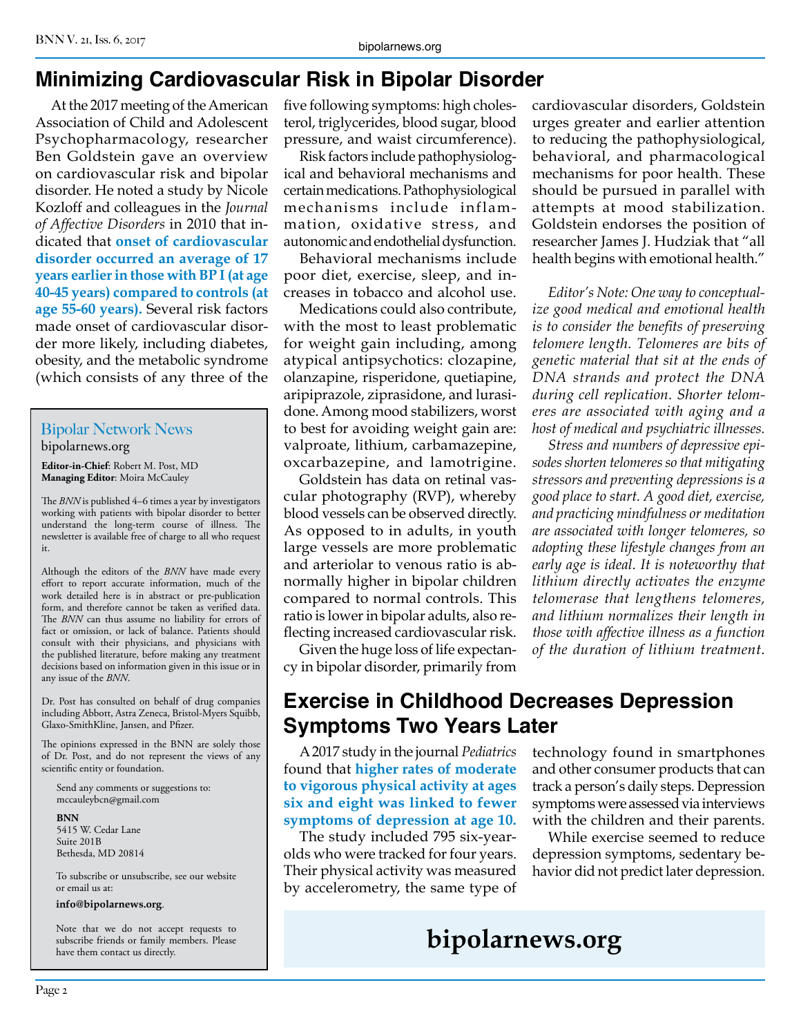# Minimizing Cardiovascular Risk in Bipolar Disorder

At the 2017 meeting of the American Association of Child and Adolescent Psychopharmacology, researcher Ben Goldstein gave an overview on cardiovascular risk and bipolar disorder. He noted a study by Nicole Kozloff and colleagues in the *Journal of Affective Disorders* in 2010 that indicated that **onset of cardiovascular disorder occurred an average of 17 years earlier in those with BP I (at age 40-45 years) compared to controls (at age 55-60 years).** Several risk factors made onset of cardiovascular disorder more likely, including diabetes, obesity, and the metabolic syndrome (which consists of any three of the five following symptoms: high cholesterol, triglycerides, blood sugar, blood pressure, and waist circumference).

Risk factors include pathophysiological and behavioral mechanisms and certain medications. Pathophysiological mechanisms include inflammation, oxidative stress, and autonomic and endothelial dysfunction.

Behavioral mechanisms include poor diet, exercise, sleep, and increases in tobacco and alcohol use.

Medications could also contribute, with the most to least problematic for weight gain including, among atypical antipsychotics: clozapine, olanzapine, risperidone, quetiapine, aripiprazole, ziprasidone, and lurasidone. Among mood stabilizers, worst to best for avoiding weight gain are: valproate, lithium, carbamazepine, oxcarbazepine, and lamotrigine.

Goldstein has data on retinal vascular photography (RVP), whereby blood vessels can be observed directly. As opposed to in adults, in youth large vessels are more problematic and arteriolar to venous ratio is abnormally higher in bipolar children compared to normal controls. This ratio is lower in bipolar adults, also reflecting increased cardiovascular risk.

Given the huge loss of life expectancy in bipolar disorder, primarily from cardiovascular disorders, Goldstein urges greater and earlier attention to reducing the pathophysiological, behavioral, and pharmacological mechanisms for poor health. These should be pursued in parallel with attempts at mood stabilization. Goldstein endorses the position of researcher James J. Hudziak that "all health begins with emotional health."

*Editor's Note: One way to conceptualize good medical and emotional health is to consider the benefits of preserving telomere length. Telomeres are bits of genetic material that sit at the ends of DNA strands and protect the DNA during cell replication. Shorter telomeres are associated with aging and a host of medical and psychiatric illnesses.*

*Stress and numbers of depressive episodes shorten telomeres so that mitigating stressors and preventing depressions is a good place to start. A good diet, exercise, and practicing mindfulness or meditation are associated with longer telomeres, so adopting these lifestyle changes from an early age is ideal. It is noteworthy that lithium directly activates the enzyme telomerase that lengthens telomeres, and lithium normalizes their length in those with affective illness as a function of the duration of lithium treatment.*

---

**Bipolar Network News**
bipolarnews.org

**Editor-in-Chief**: Robert M. Post, MD
**Managing Editor**: Moira McCauley

The *BNN* is published 4–6 times a year by investigators working with patients with bipolar disorder to better understand the long-term course of illness. The newsletter is available free of charge to all who request it.

Although the editors of the *BNN* have made every effort to report accurate information, much of the work detailed here is in abstract or pre-publication form, and therefore cannot be taken as verified data. The *BNN* can thus assume no liability for errors of fact or omission, or lack of balance. Patients should consult with their physicians, and physicians with the published literature, before making any treatment decisions based on information given in this issue or in any issue of the *BNN*.

Dr. Post has consulted on behalf of drug companies including Abbott, Astra Zeneca, Bristol-Myers Squibb, Glaxo-SmithKline, Jansen, and Pfizer.

The opinions expressed in the BNN are solely those of Dr. Post, and do not represent the views of any scientific entity or foundation.

Send any comments or suggestions to:
mccauleybcn@gmail.com

**BNN**
5415 W. Cedar Lane
Suite 201B
Bethesda, MD 20814

To subscribe or unsubscribe, see our website or email us at:

**info@bipolarnews.org**.

Note that we do not accept requests to subscribe friends or family members. Please have them contact us directly.

---

# Exercise in Childhood Decreases Depression Symptoms Two Years Later

A 2017 study in the journal *Pediatrics* found that **higher rates of moderate to vigorous physical activity at ages six and eight was linked to fewer symptoms of depression at age 10.**

The study included 795 six-year-olds who were tracked for four years. Their physical activity was measured by accelerometry, the same type of technology found in smartphones and other consumer products that can track a person's daily steps. Depression symptoms were assessed via interviews with the children and their parents.

While exercise seemed to reduce depression symptoms, sedentary behavior did not predict later depression.

**bipolarnews.org**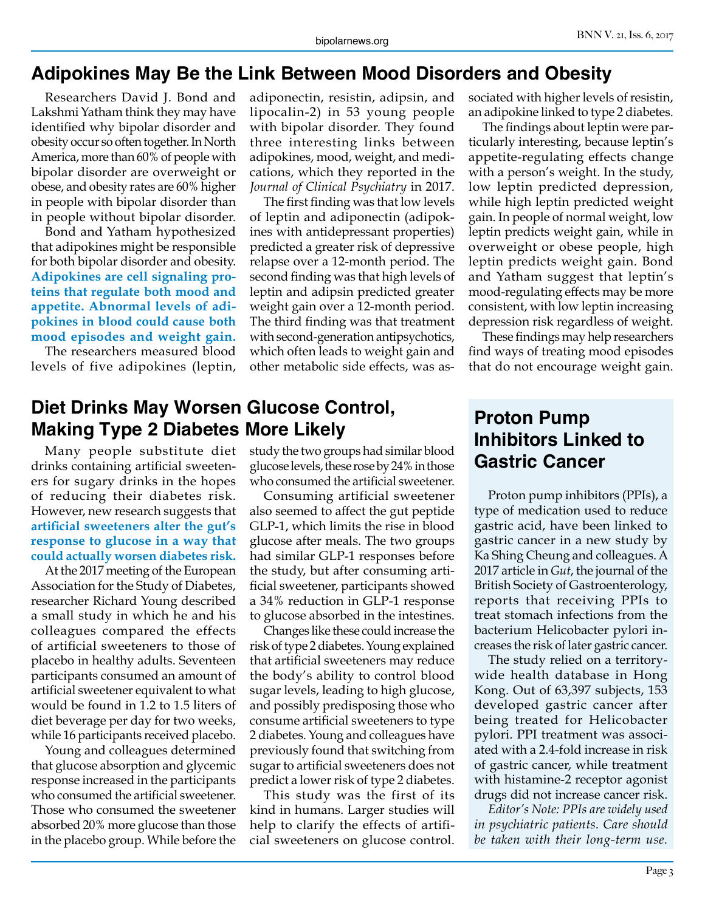## Adipokines May Be the Link Between Mood Disorders and Obesity

Researchers David J. Bond and Lakshmi Yatham think they may have identified why bipolar disorder and obesity occur so often together. In North America, more than 60% of people with bipolar disorder are overweight or obese, and obesity rates are 60% higher in people with bipolar disorder than in people without bipolar disorder.

Bond and Yatham hypothesized that adipokines might be responsible for both bipolar disorder and obesity. **Adipokines are cell signaling proteins that regulate both mood and appetite. Abnormal levels of adipokines in blood could cause both mood episodes and weight gain.**

The researchers measured blood levels of five adipokines (leptin, adiponectin, resistin, adipsin, and lipocalin-2) in 53 young people with bipolar disorder. They found three interesting links between adipokines, mood, weight, and medications, which they reported in the *Journal of Clinical Psychiatry* in 2017.

The first finding was that low levels of leptin and adiponectin (adipokines with antidepressant properties) predicted a greater risk of depressive relapse over a 12-month period. The second finding was that high levels of leptin and adipsin predicted greater weight gain over a 12-month period. The third finding was that treatment with second-generation antipsychotics, which often leads to weight gain and other metabolic side effects, was associated with higher levels of resistin, an adipokine linked to type 2 diabetes.

The findings about leptin were particularly interesting, because leptin's appetite-regulating effects change with a person's weight. In the study, low leptin predicted depression, while high leptin predicted weight gain. In people of normal weight, low leptin predicts weight gain, while in overweight or obese people, high leptin predicts weight gain. Bond and Yatham suggest that leptin's mood-regulating effects may be more consistent, with low leptin increasing depression risk regardless of weight.

These findings may help researchers find ways of treating mood episodes that do not encourage weight gain.

## Diet Drinks May Worsen Glucose Control, Making Type 2 Diabetes More Likely

Many people substitute diet drinks containing artificial sweeteners for sugary drinks in the hopes of reducing their diabetes risk. However, new research suggests that **artificial sweeteners alter the gut's response to glucose in a way that could actually worsen diabetes risk.**

At the 2017 meeting of the European Association for the Study of Diabetes, researcher Richard Young described a small study in which he and his colleagues compared the effects of artificial sweeteners to those of placebo in healthy adults. Seventeen participants consumed an amount of artificial sweetener equivalent to what would be found in 1.2 to 1.5 liters of diet beverage per day for two weeks, while 16 participants received placebo.

Young and colleagues determined that glucose absorption and glycemic response increased in the participants who consumed the artificial sweetener. Those who consumed the sweetener absorbed 20% more glucose than those in the placebo group. While before the study the two groups had similar blood glucose levels, these rose by 24% in those who consumed the artificial sweetener.

Consuming artificial sweetener also seemed to affect the gut peptide GLP-1, which limits the rise in blood glucose after meals. The two groups had similar GLP-1 responses before the study, but after consuming artificial sweetener, participants showed a 34% reduction in GLP-1 response to glucose absorbed in the intestines.

Changes like these could increase the risk of type 2 diabetes. Young explained that artificial sweeteners may reduce the body's ability to control blood sugar levels, leading to high glucose, and possibly predisposing those who consume artificial sweeteners to type 2 diabetes. Young and colleagues have previously found that switching from sugar to artificial sweeteners does not predict a lower risk of type 2 diabetes.

This study was the first of its kind in humans. Larger studies will help to clarify the effects of artificial sweeteners on glucose control.

## Proton Pump Inhibitors Linked to Gastric Cancer

Proton pump inhibitors (PPIs), a type of medication used to reduce gastric acid, have been linked to gastric cancer in a new study by Ka Shing Cheung and colleagues. A 2017 article in *Gut*, the journal of the British Society of Gastroenterology, reports that receiving PPIs to treat stomach infections from the bacterium Helicobacter pylori increases the risk of later gastric cancer.

The study relied on a territory-wide health database in Hong Kong. Out of 63,397 subjects, 153 developed gastric cancer after being treated for Helicobacter pylori. PPI treatment was associated with a 2.4-fold increase in risk of gastric cancer, while treatment with histamine-2 receptor agonist drugs did not increase cancer risk.

*Editor's Note: PPIs are widely used in psychiatric patients. Care should be taken with their long-term use.*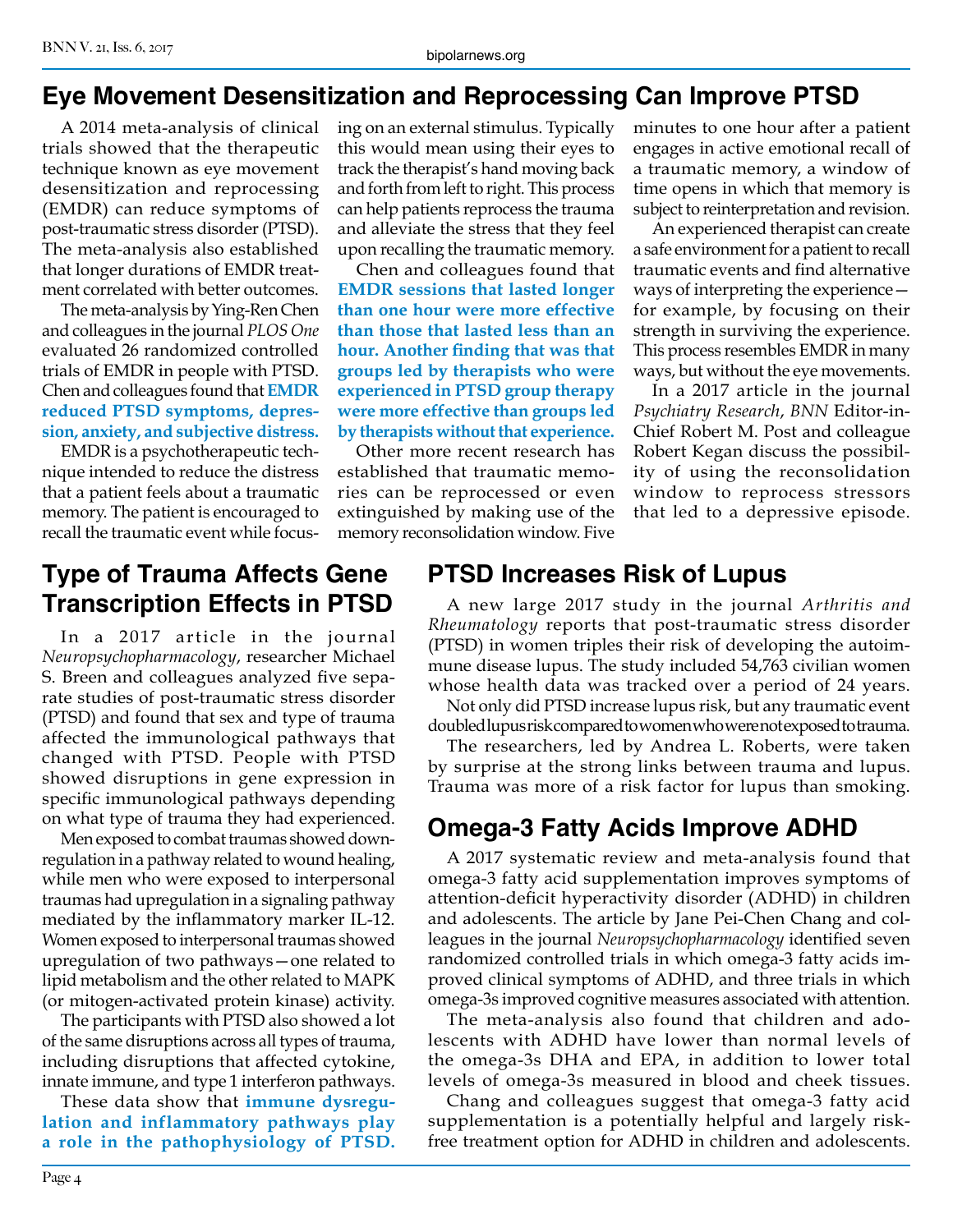## Eye Movement Desensitization and Reprocessing Can Improve PTSD

A 2014 meta-analysis of clinical trials showed that the therapeutic technique known as eye movement desensitization and reprocessing (EMDR) can reduce symptoms of post-traumatic stress disorder (PTSD). The meta-analysis also established that longer durations of EMDR treatment correlated with better outcomes.

The meta-analysis by Ying-Ren Chen and colleagues in the journal *PLOS One* evaluated 26 randomized controlled trials of EMDR in people with PTSD. Chen and colleagues found that **EMDR reduced PTSD symptoms, depression, anxiety, and subjective distress.**

EMDR is a psychotherapeutic technique intended to reduce the distress that a patient feels about a traumatic memory. The patient is encouraged to recall the traumatic event while focusing on an external stimulus. Typically this would mean using their eyes to track the therapist's hand moving back and forth from left to right. This process can help patients reprocess the trauma and alleviate the stress that they feel upon recalling the traumatic memory.

Chen and colleagues found that **EMDR sessions that lasted longer than one hour were more effective than those that lasted less than an hour. Another finding that was that groups led by therapists who were experienced in PTSD group therapy were more effective than groups led by therapists without that experience.**

Other more recent research has established that traumatic memories can be reprocessed or even extinguished by making use of the memory reconsolidation window. Five minutes to one hour after a patient engages in active emotional recall of a traumatic memory, a window of time opens in which that memory is subject to reinterpretation and revision.

An experienced therapist can create a safe environment for a patient to recall traumatic events and find alternative ways of interpreting the experience—for example, by focusing on their strength in surviving the experience. This process resembles EMDR in many ways, but without the eye movements.

In a 2017 article in the journal *Psychiatry Research*, *BNN* Editor-in-Chief Robert M. Post and colleague Robert Kegan discuss the possibility of using the reconsolidation window to reprocess stressors that led to a depressive episode.

## Type of Trauma Affects Gene Transcription Effects in PTSD

In a 2017 article in the journal *Neuropsychopharmacology*, researcher Michael S. Breen and colleagues analyzed five separate studies of post-traumatic stress disorder (PTSD) and found that sex and type of trauma affected the immunological pathways that changed with PTSD. People with PTSD showed disruptions in gene expression in specific immunological pathways depending on what type of trauma they had experienced.

Men exposed to combat traumas showed downregulation in a pathway related to wound healing, while men who were exposed to interpersonal traumas had upregulation in a signaling pathway mediated by the inflammatory marker IL-12. Women exposed to interpersonal traumas showed upregulation of two pathways—one related to lipid metabolism and the other related to MAPK (or mitogen-activated protein kinase) activity.

The participants with PTSD also showed a lot of the same disruptions across all types of trauma, including disruptions that affected cytokine, innate immune, and type 1 interferon pathways.

These data show that **immune dysregulation and inflammatory pathways play a role in the pathophysiology of PTSD.**

## PTSD Increases Risk of Lupus

A new large 2017 study in the journal *Arthritis and Rheumatology* reports that post-traumatic stress disorder (PTSD) in women triples their risk of developing the autoimmune disease lupus. The study included 54,763 civilian women whose health data was tracked over a period of 24 years.

Not only did PTSD increase lupus risk, but any traumatic event doubled lupus risk compared to women who were not exposed to trauma.

The researchers, led by Andrea L. Roberts, were taken by surprise at the strong links between trauma and lupus. Trauma was more of a risk factor for lupus than smoking.

## Omega-3 Fatty Acids Improve ADHD

A 2017 systematic review and meta-analysis found that omega-3 fatty acid supplementation improves symptoms of attention-deficit hyperactivity disorder (ADHD) in children and adolescents. The article by Jane Pei-Chen Chang and colleagues in the journal *Neuropsychopharmacology* identified seven randomized controlled trials in which omega-3 fatty acids improved clinical symptoms of ADHD, and three trials in which omega-3s improved cognitive measures associated with attention.

The meta-analysis also found that children and adolescents with ADHD have lower than normal levels of the omega-3s DHA and EPA, in addition to lower total levels of omega-3s measured in blood and cheek tissues.

Chang and colleagues suggest that omega-3 fatty acid supplementation is a potentially helpful and largely risk-free treatment option for ADHD in children and adolescents.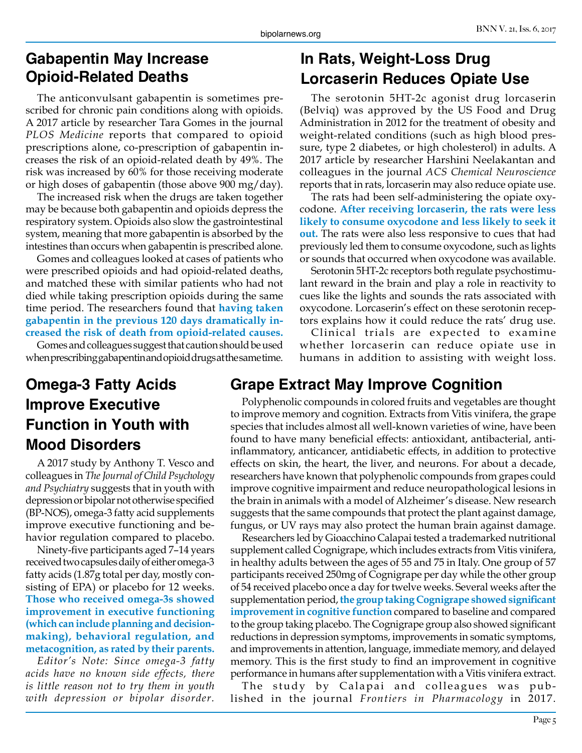## Gabapentin May Increase Opioid-Related Deaths

The anticonvulsant gabapentin is sometimes prescribed for chronic pain conditions along with opioids. A 2017 article by researcher Tara Gomes in the journal *PLOS Medicine* reports that compared to opioid prescriptions alone, co-prescription of gabapentin increases the risk of an opioid-related death by 49%. The risk was increased by 60% for those receiving moderate or high doses of gabapentin (those above 900 mg/day).

The increased risk when the drugs are taken together may be because both gabapentin and opioids depress the respiratory system. Opioids also slow the gastrointestinal system, meaning that more gabapentin is absorbed by the intestines than occurs when gabapentin is prescribed alone.

Gomes and colleagues looked at cases of patients who were prescribed opioids and had opioid-related deaths, and matched these with similar patients who had not died while taking prescription opioids during the same time period. The researchers found that **having taken gabapentin in the previous 120 days dramatically increased the risk of death from opioid-related causes.**

Gomes and colleagues suggest that caution should be used when prescribing gabapentin and opioid drugs at the same time.

## In Rats, Weight-Loss Drug Lorcaserin Reduces Opiate Use

The serotonin 5HT-2c agonist drug lorcaserin (Belviq) was approved by the US Food and Drug Administration in 2012 for the treatment of obesity and weight-related conditions (such as high blood pressure, type 2 diabetes, or high cholesterol) in adults. A 2017 article by researcher Harshini Neelakantan and colleagues in the journal *ACS Chemical Neuroscience* reports that in rats, lorcaserin may also reduce opiate use.

The rats had been self-administering the opiate oxycodone. **After receiving lorcaserin, the rats were less likely to consume oxycodone and less likely to seek it out.** The rats were also less responsive to cues that had previously led them to consume oxycodone, such as lights or sounds that occurred when oxycodone was available.

Serotonin 5HT-2c receptors both regulate psychostimulant reward in the brain and play a role in reactivity to cues like the lights and sounds the rats associated with oxycodone. Lorcaserin's effect on these serotonin receptors explains how it could reduce the rats' drug use.

Clinical trials are expected to examine whether lorcaserin can reduce opiate use in humans in addition to assisting with weight loss.

## Omega-3 Fatty Acids Improve Executive Function in Youth with Mood Disorders

A 2017 study by Anthony T. Vesco and colleagues in *The Journal of Child Psychology and Psychiatry* suggests that in youth with depression or bipolar not otherwise specified (BP-NOS), omega-3 fatty acid supplements improve executive functioning and behavior regulation compared to placebo.

Ninety-five participants aged 7–14 years received two capsules daily of either omega-3 fatty acids (1.87g total per day, mostly consisting of EPA) or placebo for 12 weeks. **Those who received omega-3s showed improvement in executive functioning (which can include planning and decision-making), behavioral regulation, and metacognition, as rated by their parents.**

*Editor's Note: Since omega-3 fatty acids have no known side effects, there is little reason not to try them in youth with depression or bipolar disorder.*

## Grape Extract May Improve Cognition

Polyphenolic compounds in colored fruits and vegetables are thought to improve memory and cognition. Extracts from Vitis vinifera, the grape species that includes almost all well-known varieties of wine, have been found to have many beneficial effects: antioxidant, antibacterial, anti-inflammatory, anticancer, antidiabetic effects, in addition to protective effects on skin, the heart, the liver, and neurons. For about a decade, researchers have known that polyphenolic compounds from grapes could improve cognitive impairment and reduce neuropathological lesions in the brain in animals with a model of Alzheimer's disease. New research suggests that the same compounds that protect the plant against damage, fungus, or UV rays may also protect the human brain against damage.

Researchers led by Gioacchino Calapai tested a trademarked nutritional supplement called Cognigrape, which includes extracts from Vitis vinifera, in healthy adults between the ages of 55 and 75 in Italy. One group of 57 participants received 250mg of Cognigrape per day while the other group of 54 received placebo once a day for twelve weeks. Several weeks after the supplementation period, **the group taking Cognigrape showed significant improvement in cognitive function** compared to baseline and compared to the group taking placebo. The Cognigrape group also showed significant reductions in depression symptoms, improvements in somatic symptoms, and improvements in attention, language, immediate memory, and delayed memory. This is the first study to find an improvement in cognitive performance in humans after supplementation with a Vitis vinifera extract.

The study by Calapai and colleagues was published in the journal *Frontiers in Pharmacology* in 2017.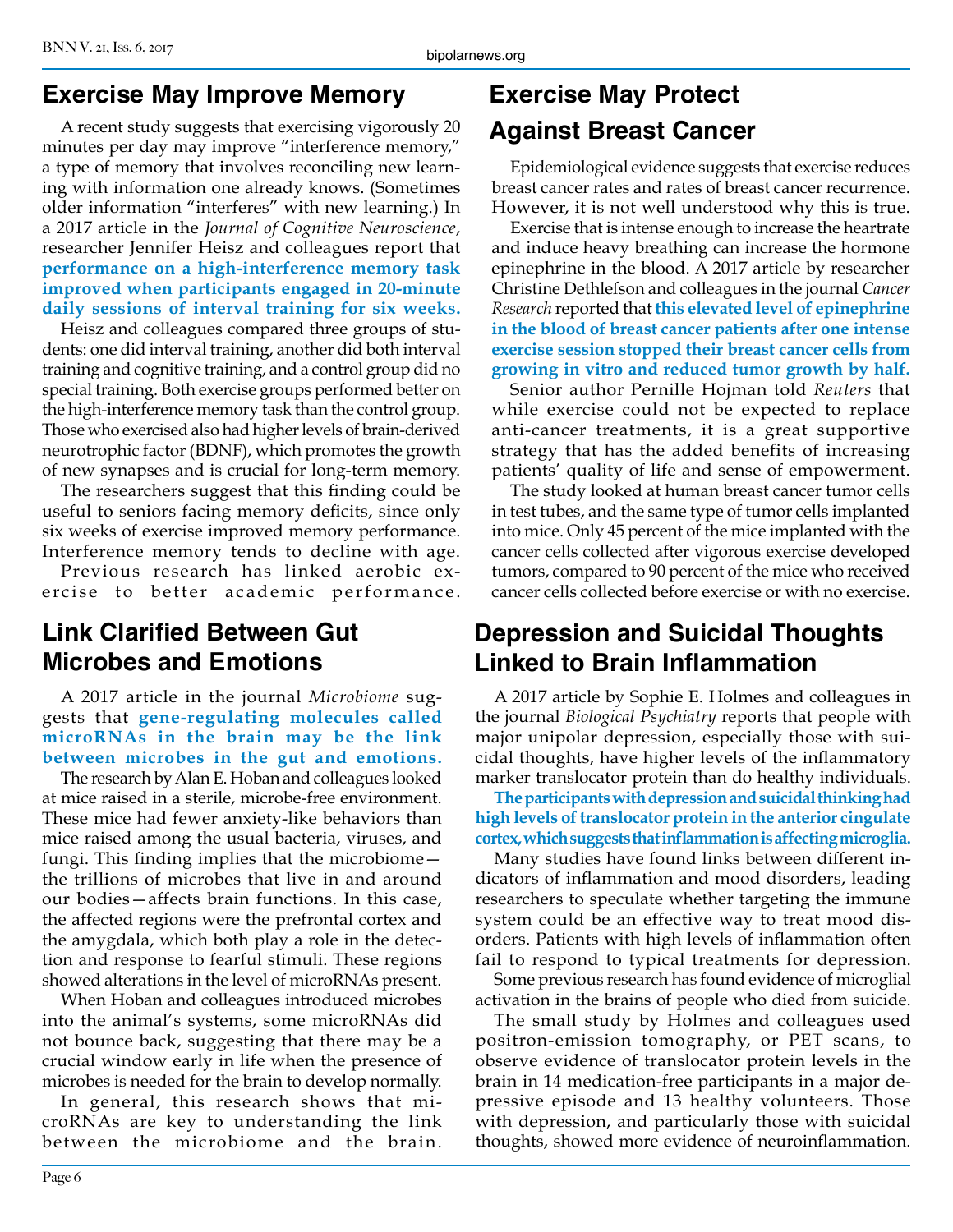## Exercise May Improve Memory

A recent study suggests that exercising vigorously 20 minutes per day may improve "interference memory," a type of memory that involves reconciling new learning with information one already knows. (Sometimes older information "interferes" with new learning.) In a 2017 article in the *Journal of Cognitive Neuroscience*, researcher Jennifer Heisz and colleagues report that **performance on a high-interference memory task improved when participants engaged in 20-minute daily sessions of interval training for six weeks.**

Heisz and colleagues compared three groups of students: one did interval training, another did both interval training and cognitive training, and a control group did no special training. Both exercise groups performed better on the high-interference memory task than the control group. Those who exercised also had higher levels of brain-derived neurotrophic factor (BDNF), which promotes the growth of new synapses and is crucial for long-term memory.

The researchers suggest that this finding could be useful to seniors facing memory deficits, since only six weeks of exercise improved memory performance. Interference memory tends to decline with age.

Previous research has linked aerobic exercise to better academic performance.

## Link Clarified Between Gut Microbes and Emotions

A 2017 article in the journal *Microbiome* suggests that **gene-regulating molecules called microRNAs in the brain may be the link between microbes in the gut and emotions.**

The research by Alan E. Hoban and colleagues looked at mice raised in a sterile, microbe-free environment. These mice had fewer anxiety-like behaviors than mice raised among the usual bacteria, viruses, and fungi. This finding implies that the microbiome—the trillions of microbes that live in and around our bodies—affects brain functions. In this case, the affected regions were the prefrontal cortex and the amygdala, which both play a role in the detection and response to fearful stimuli. These regions showed alterations in the level of microRNAs present.

When Hoban and colleagues introduced microbes into the animal's systems, some microRNAs did not bounce back, suggesting that there may be a crucial window early in life when the presence of microbes is needed for the brain to develop normally.

In general, this research shows that microRNAs are key to understanding the link between the microbiome and the brain.

## Exercise May Protect Against Breast Cancer

Epidemiological evidence suggests that exercise reduces breast cancer rates and rates of breast cancer recurrence. However, it is not well understood why this is true.

Exercise that is intense enough to increase the heartrate and induce heavy breathing can increase the hormone epinephrine in the blood. A 2017 article by researcher Christine Dethlefson and colleagues in the journal *Cancer Research* reported that **this elevated level of epinephrine in the blood of breast cancer patients after one intense exercise session stopped their breast cancer cells from growing in vitro and reduced tumor growth by half.**

Senior author Pernille Hojman told *Reuters* that while exercise could not be expected to replace anti-cancer treatments, it is a great supportive strategy that has the added benefits of increasing patients' quality of life and sense of empowerment.

The study looked at human breast cancer tumor cells in test tubes, and the same type of tumor cells implanted into mice. Only 45 percent of the mice implanted with the cancer cells collected after vigorous exercise developed tumors, compared to 90 percent of the mice who received cancer cells collected before exercise or with no exercise.

## Depression and Suicidal Thoughts Linked to Brain Inflammation

A 2017 article by Sophie E. Holmes and colleagues in the journal *Biological Psychiatry* reports that people with major unipolar depression, especially those with suicidal thoughts, have higher levels of the inflammatory marker translocator protein than do healthy individuals.

**The participants with depression and suicidal thinking had high levels of translocator protein in the anterior cingulate cortex, which suggests that inflammation is affecting microglia.**

Many studies have found links between different indicators of inflammation and mood disorders, leading researchers to speculate whether targeting the immune system could be an effective way to treat mood disorders. Patients with high levels of inflammation often fail to respond to typical treatments for depression.

Some previous research has found evidence of microglial activation in the brains of people who died from suicide.

The small study by Holmes and colleagues used positron-emission tomography, or PET scans, to observe evidence of translocator protein levels in the brain in 14 medication-free participants in a major depressive episode and 13 healthy volunteers. Those with depression, and particularly those with suicidal thoughts, showed more evidence of neuroinflammation.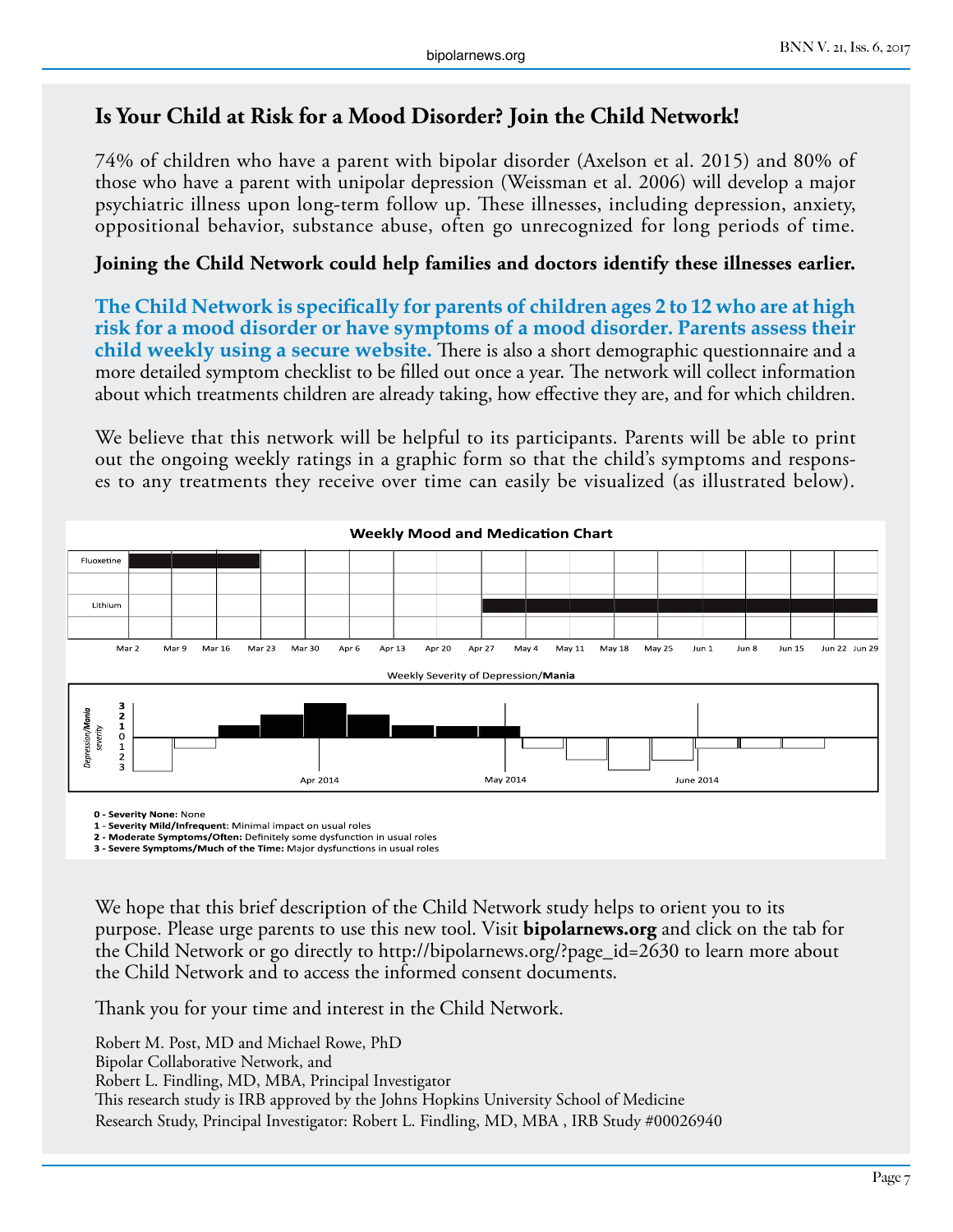## Is Your Child at Risk for a Mood Disorder? Join the Child Network!

74% of children who have a parent with bipolar disorder (Axelson et al. 2015) and 80% of those who have a parent with unipolar depression (Weissman et al. 2006) will develop a major psychiatric illness upon long-term follow up. These illnesses, including depression, anxiety, oppositional behavior, substance abuse, often go unrecognized for long periods of time.

**Joining the Child Network could help families and doctors identify these illnesses earlier.**

**The Child Network is specifically for parents of children ages 2 to 12 who are at high risk for a mood disorder or have symptoms of a mood disorder. Parents assess their child weekly using a secure website.** There is also a short demographic questionnaire and a more detailed symptom checklist to be filled out once a year. The network will collect information about which treatments children are already taking, how effective they are, and for which children.

We believe that this network will be helpful to its participants. Parents will be able to print out the ongoing weekly ratings in a graphic form so that the child's symptoms and responses to any treatments they receive over time can easily be visualized (as illustrated below).

**Weekly Mood and Medication Chart**

Fluoxetine | Lithium

Mar 2, Mar 9, Mar 16, Mar 23, Mar 30, Apr 6, Apr 13, Apr 20, Apr 27, May 4, May 11, May 18, May 25, Jun 1, Jun 8, Jun 15, Jun 22, Jun 29

Weekly Severity of Depression/**Mania**

*Depression/**Mania** severity*: 3, 2, 1, 0, 1, 2, 3

Apr 2014 | May 2014 | June 2014

**0 - Severity None:** None
**1 - Severity Mild/Infrequent**: Minimal impact on usual roles
**2 - Moderate Symptoms/Often:** Definitely some dysfunction in usual roles
**3 - Severe Symptoms/Much of the Time:** Major dysfunctions in usual roles

We hope that this brief description of the Child Network study helps to orient you to its purpose. Please urge parents to use this new tool. Visit **bipolarnews.org** and click on the tab for the Child Network or go directly to http://bipolarnews.org/?page_id=2630 to learn more about the Child Network and to access the informed consent documents.

Thank you for your time and interest in the Child Network.

Robert M. Post, MD and Michael Rowe, PhD
Bipolar Collaborative Network, and
Robert L. Findling, MD, MBA, Principal Investigator
This research study is IRB approved by the Johns Hopkins University School of Medicine
Research Study, Principal Investigator: Robert L. Findling, MD, MBA , IRB Study #00026940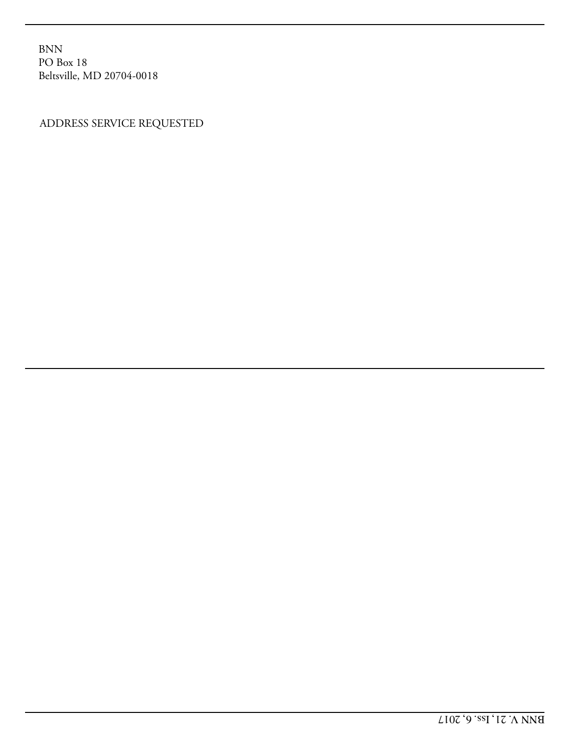BNN
PO Box 18
Beltsville, MD 20704-0018

ADDRESS SERVICE REQUESTED